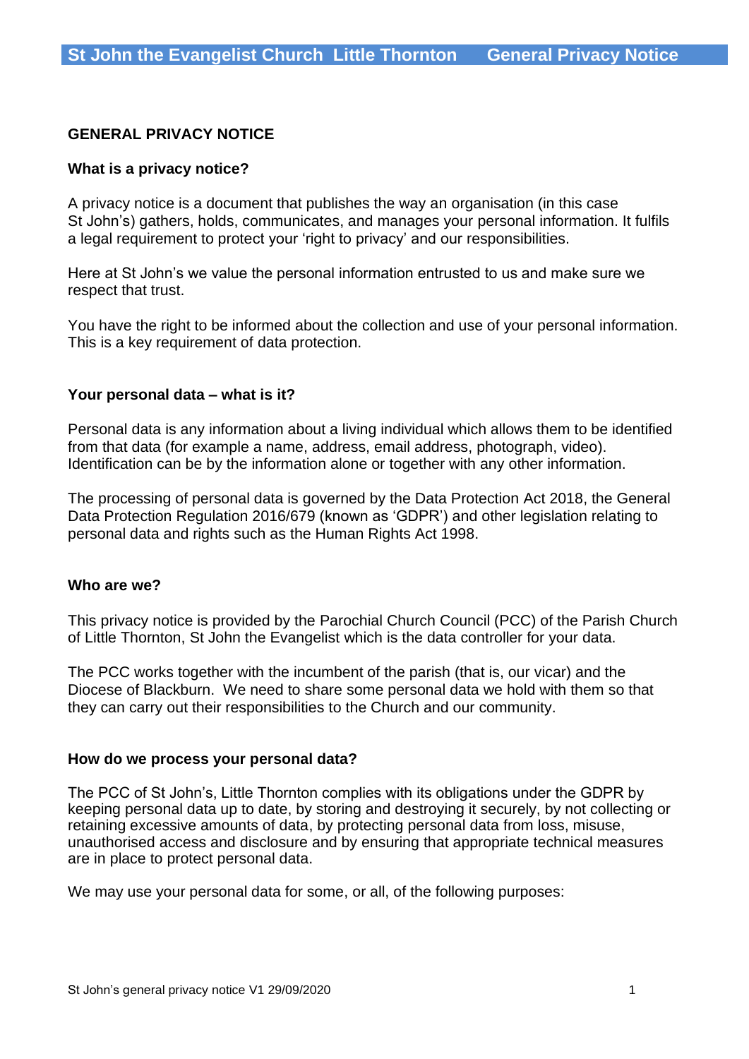# GENERAL PRIVACY NOTICE

## What is a privacy notice?

A privacy notice is a document that publishes the way an organisation (in this case St John's) gathers, holds, communicates, and manages your personal information. It fulfils a legal requirement to protect your 'right to privacy' and our responsibilities.

Here at St John's we value the personal information entrusted to us and make sure we respect that trust.

You have the right to be informed about the collection and use of your personal information. This is a key requirement of data protection.

## Your personal data – what is it?

Personal data is any information about a living individual which allows them to be identified from that data (for example a name, address, email address, photograph, video). Identification can be by the information alone or together with any other information.

The processing of personal data is governed by the Data Protection Act 2018, the General Data Protection Regulation 2016/679 (known as 'GDPR') and other legislation relating to personal data and rights such as the Human Rights Act 1998.

## Who are we?

This privacy notice is provided by the Parochial Church Council (PCC) of the Parish Church of Little Thornton, St John the Evangelist which is the data controller for your data.

The PCC works together with the incumbent of the parish (that is, our vicar) and the Diocese of Blackburn. We need to share some personal data we hold with them so that they can carry out their responsibilities to the Church and our community.

## How do we process your personal data?

The PCC of St John's, Little Thornton complies with its obligations under the GDPR by keeping personal data up to date, by storing and destroying it securely, by not collecting or retaining excessive amounts of data, by protecting personal data from loss, misuse, unauthorised access and disclosure and by ensuring that appropriate technical measures are in place to protect personal data.

We may use your personal data for some, or all, of the following purposes: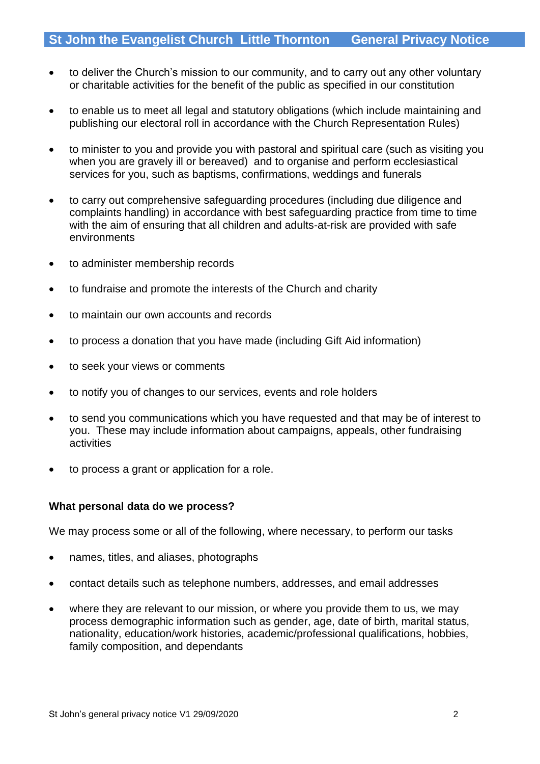- to deliver the Church's mission to our community, and to carry out any other voluntary or charitable activities for the benefit of the public as specified in our constitution
- to enable us to meet all legal and statutory obligations (which include maintaining and publishing our electoral roll in accordance with the Church Representation Rules)
- to minister to you and provide you with pastoral and spiritual care (such as visiting you when you are gravely ill or bereaved) and to organise and perform ecclesiastical services for you, such as baptisms, confirmations, weddings and funerals
- to carry out comprehensive safeguarding procedures (including due diligence and complaints handling) in accordance with best safeguarding practice from time to time with the aim of ensuring that all children and adults-at-risk are provided with safe environments
- to administer membership records
- to fundraise and promote the interests of the Church and charity
- to maintain our own accounts and records
- to process a donation that you have made (including Gift Aid information)
- to seek your views or comments
- to notify you of changes to our services, events and role holders
- to send you communications which you have requested and that may be of interest to you. These may include information about campaigns, appeals, other fundraising activities
- to process a grant or application for a role.

**What personal data do we process?**

We may process some or all of the following, where necessary, to perform our tasks

- names, titles, and aliases, photographs
- contact details such as telephone numbers, addresses, and email addresses
- where they are relevant to our mission, or where you provide them to us, we may process demographic information such as gender, age, date of birth, marital status, nationality, education/work histories, academic/professional qualifications, hobbies, family composition, and dependants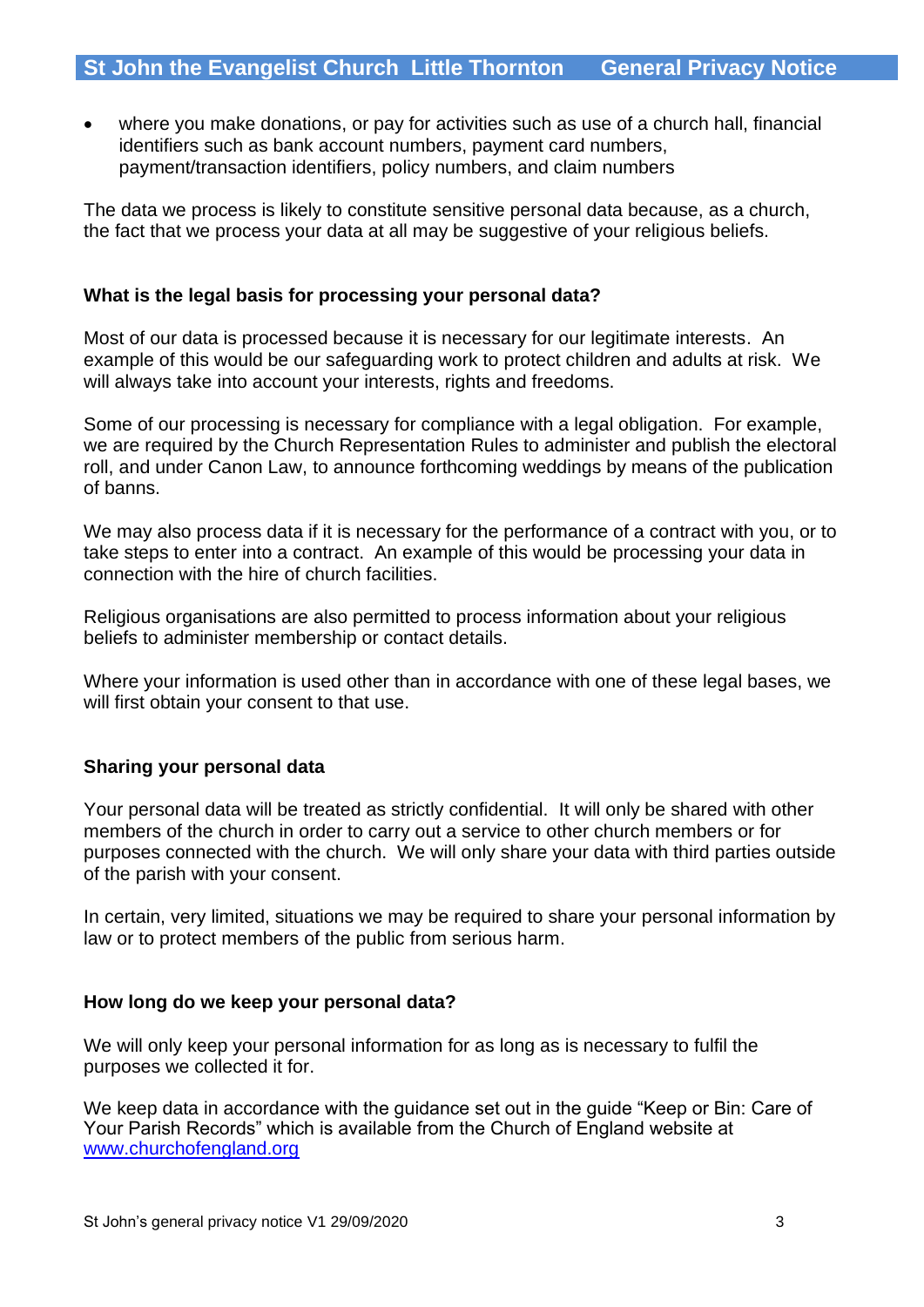- where you make donations, or pay for activities such as use of a church hall, financial identifiers such as bank account numbers, payment card numbers, payment/transaction identifiers, policy numbers, and claim numbers

The data we process is likely to constitute sensitive personal data because, as a church, the fact that we process your data at all may be suggestive of your religious beliefs.

**What is the legal basis for processing your personal data?**

Most of our data is processed because it is necessary for our legitimate interests. An example of this would be our safeguarding work to protect children and adults at risk. We will always take into account your interests, rights and freedoms.

Some of our processing is necessary for compliance with a legal obligation. For example, we are required by the Church Representation Rules to administer and publish the electoral roll, and under Canon Law, to announce forthcoming weddings by means of the publication of banns.

We may also process data if it is necessary for the performance of a contract with you, or to take steps to enter into a contract. An example of this would be processing your data in connection with the hire of church facilities.

Religious organisations are also permitted to process information about your religious beliefs to administer membership or contact details.

Where your information is used other than in accordance with one of these legal bases, we will first obtain your consent to that use.

**Sharing your personal data**

Your personal data will be treated as strictly confidential. It will only be shared with other members of the church in order to carry out a service to other church members or for purposes connected with the church. We will only share your data with third parties outside of the parish with your consent.

In certain, very limited, situations we may be required to share your personal information by law or to protect members of the public from serious harm.

**How long do we keep your personal data?**

We will only keep your personal information for as long as is necessary to fulfil the purposes we collected it for.

We keep data in accordance with the guidance set out in the guide "Keep or Bin: Care of Your Parish Records" which is available from the Church of England website at [www.churchofengland.org](http://www.churchofengland.org)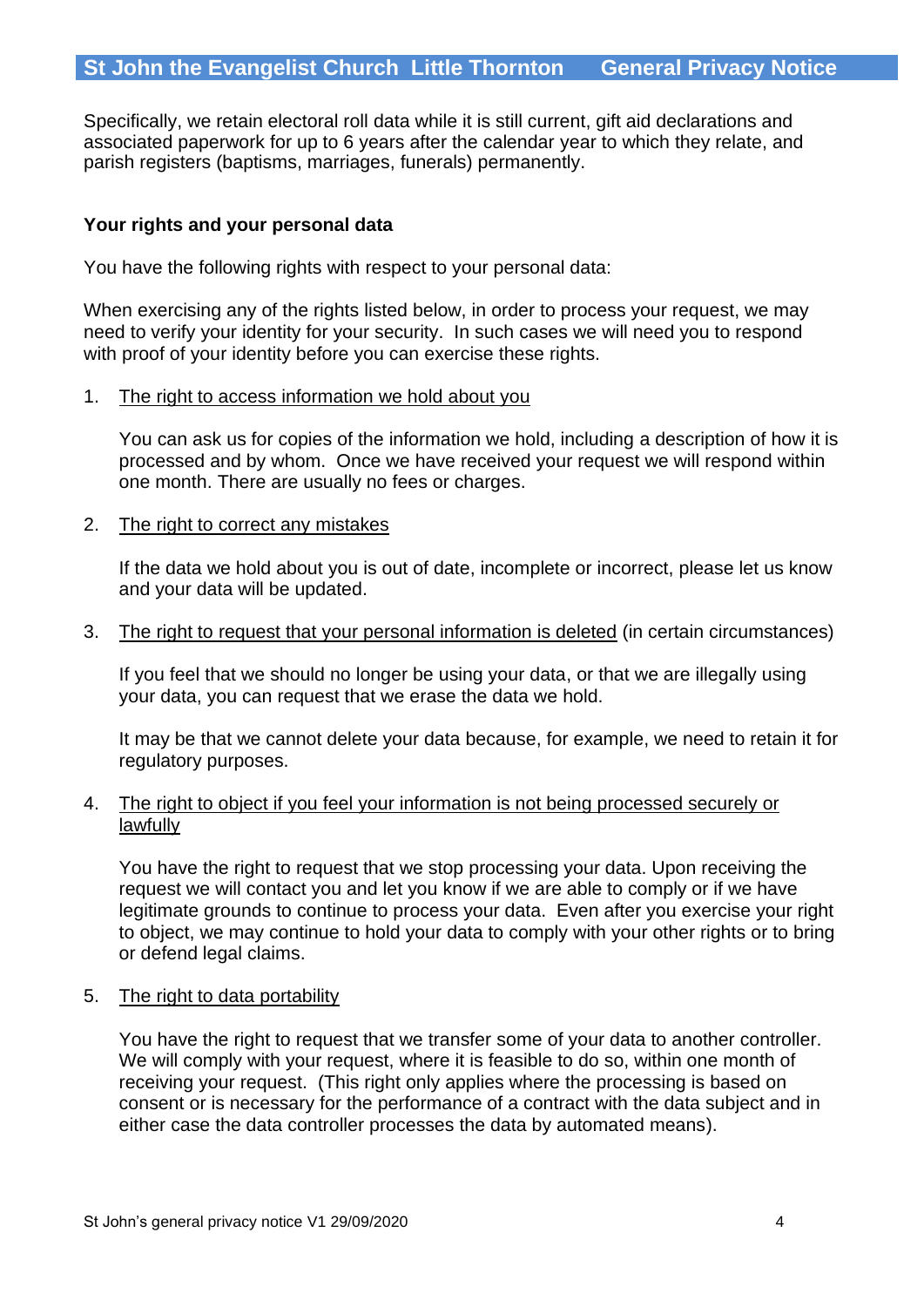Specifically, we retain electoral roll data while it is still current, gift aid declarations and associated paperwork for up to 6 years after the calendar year to which they relate, and parish registers (baptisms, marriages, funerals) permanently.

**Your rights and your personal data**

You have the following rights with respect to your personal data:

When exercising any of the rights listed below, in order to process your request, we may need to verify your identity for your security. In such cases we will need you to respond with proof of your identity before you can exercise these rights.

1. <u>The right to access information we hold about you</u>

   You can ask us for copies of the information we hold, including a description of how it is processed and by whom. Once we have received your request we will respond within one month. There are usually no fees or charges.

2. <u>The right to correct any mistakes</u>

   If the data we hold about you is out of date, incomplete or incorrect, please let us know and your data will be updated.

3. <u>The right to request that your personal information is deleted</u> (in certain circumstances)

   If you feel that we should no longer be using your data, or that we are illegally using your data, you can request that we erase the data we hold.

   It may be that we cannot delete your data because, for example, we need to retain it for regulatory purposes.

4. <u>The right to object if you feel your information is not being processed securely or lawfully</u>

   You have the right to request that we stop processing your data. Upon receiving the request we will contact you and let you know if we are able to comply or if we have legitimate grounds to continue to process your data. Even after you exercise your right to object, we may continue to hold your data to comply with your other rights or to bring or defend legal claims.

5. <u>The right to data portability</u>

   You have the right to request that we transfer some of your data to another controller. We will comply with your request, where it is feasible to do so, within one month of receiving your request. (This right only applies where the processing is based on consent or is necessary for the performance of a contract with the data subject and in either case the data controller processes the data by automated means).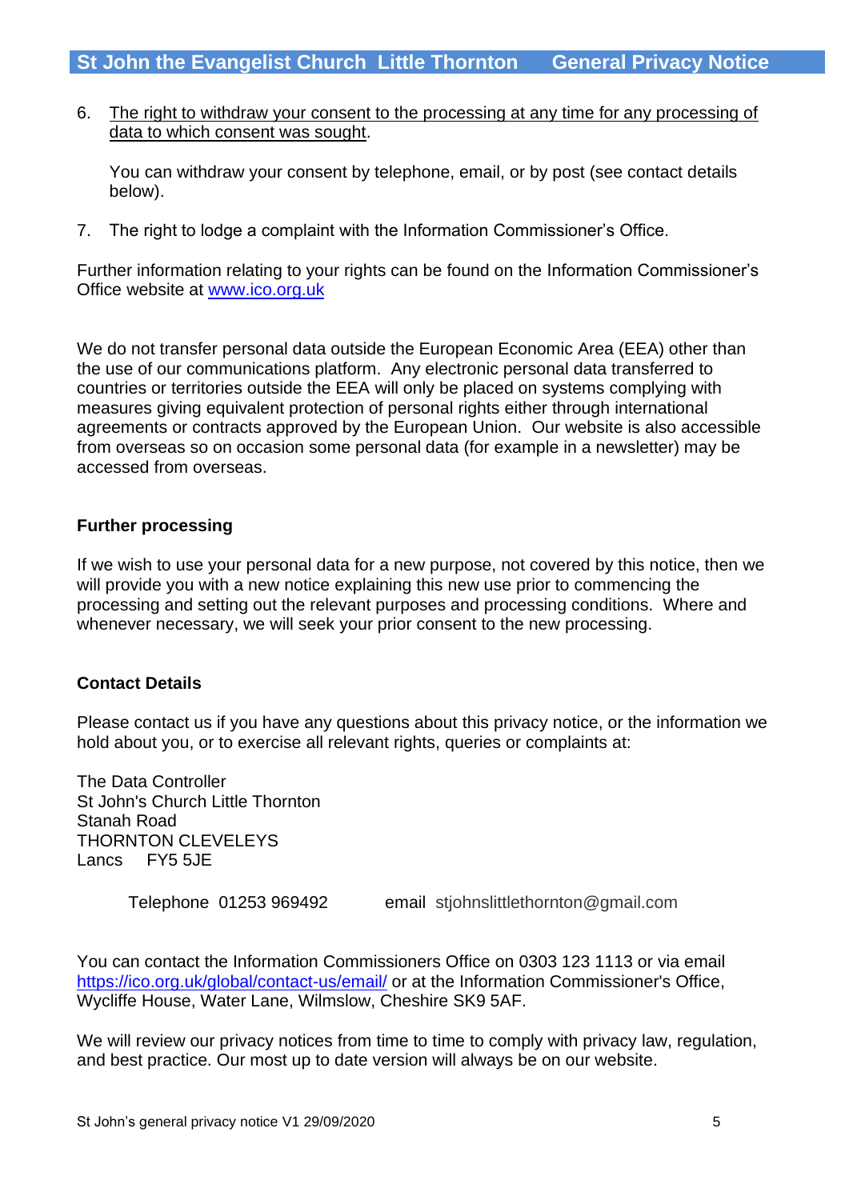6. <u>The right to withdraw your consent to the processing at any time for any processing of data to which consent was sought</u>.

   You can withdraw your consent by telephone, email, or by post (see contact details below).

7. The right to lodge a complaint with the Information Commissioner's Office.

Further information relating to your rights can be found on the Information Commissioner's Office website at [www.ico.org.uk](http://www.ico.org.uk)

We do not transfer personal data outside the European Economic Area (EEA) other than the use of our communications platform. Any electronic personal data transferred to countries or territories outside the EEA will only be placed on systems complying with measures giving equivalent protection of personal rights either through international agreements or contracts approved by the European Union. Our website is also accessible from overseas so on occasion some personal data (for example in a newsletter) may be accessed from overseas.

**Further processing**

If we wish to use your personal data for a new purpose, not covered by this notice, then we will provide you with a new notice explaining this new use prior to commencing the processing and setting out the relevant purposes and processing conditions. Where and whenever necessary, we will seek your prior consent to the new processing.

**Contact Details**

Please contact us if you have any questions about this privacy notice, or the information we hold about you, or to exercise all relevant rights, queries or complaints at:

The Data Controller
St John's Church Little Thornton
Stanah Road
THORNTON CLEVELEYS
Lancs FY5 5JE

Telephone 01253 969492 email stjohnslittlethornton@gmail.com

You can contact the Information Commissioners Office on 0303 123 1113 or via email [https://ico.org.uk/global/contact-us/email/](https://ico.org.uk/global/contact-us/email/) or at the Information Commissioner's Office, Wycliffe House, Water Lane, Wilmslow, Cheshire SK9 5AF.

We will review our privacy notices from time to time to comply with privacy law, regulation, and best practice. Our most up to date version will always be on our website.

St John's general privacy notice V1 29/09/2020